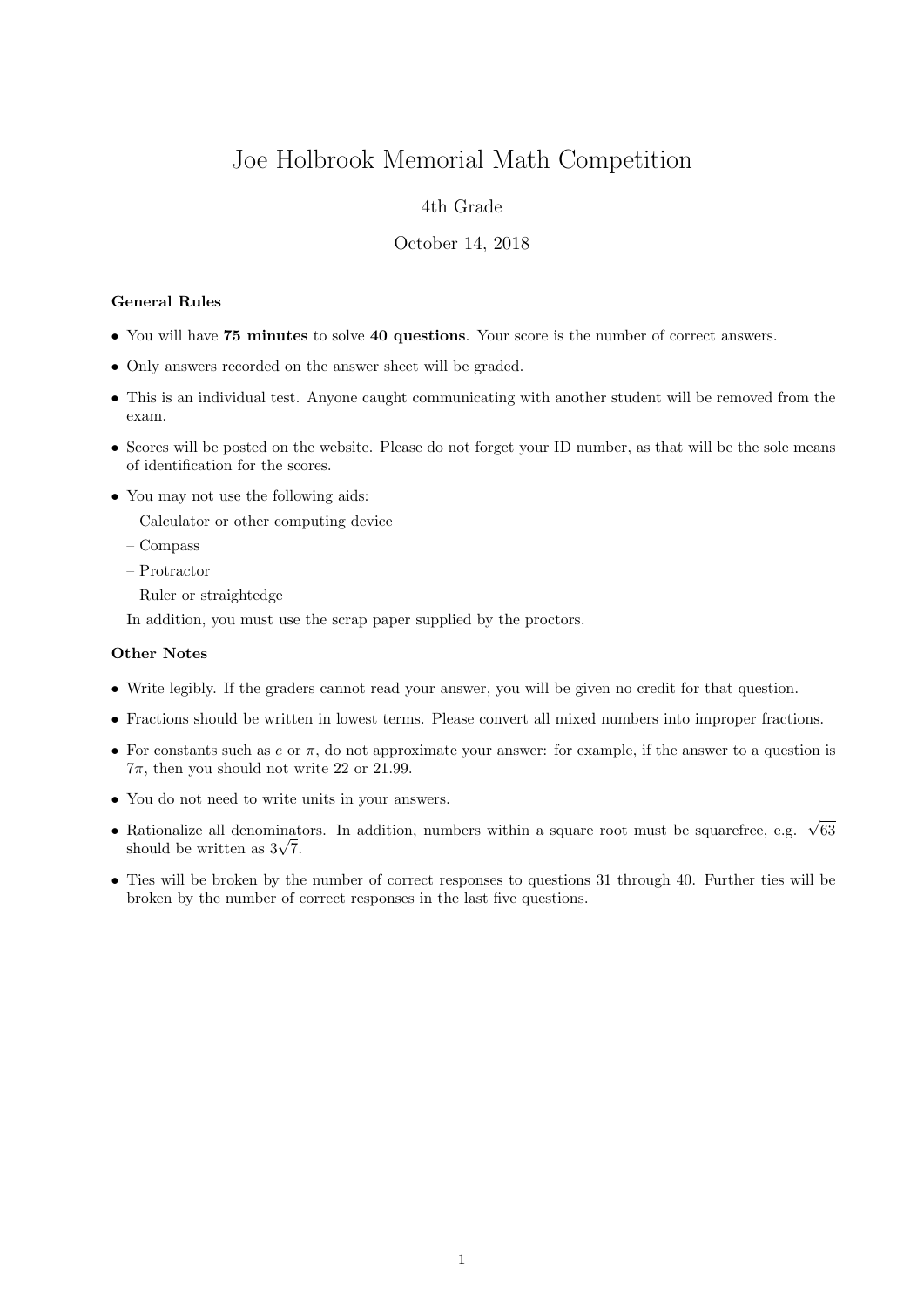# Joe Holbrook Memorial Math Competition

4th Grade

October 14, 2018

**General Rules**

- You will have **75 minutes** to solve **40 questions**. Your score is the number of correct answers.
- Only answers recorded on the answer sheet will be graded.
- This is an individual test. Anyone caught communicating with another student will be removed from the exam.
- Scores will be posted on the website. Please do not forget your ID number, as that will be the sole means of identification for the scores.
- You may not use the following aids:
  - Calculator or other computing device
  - Compass
  - Protractor
  - Ruler or straightedge

  In addition, you must use the scrap paper supplied by the proctors.

**Other Notes**

- Write legibly. If the graders cannot read your answer, you will be given no credit for that question.
- Fractions should be written in lowest terms. Please convert all mixed numbers into improper fractions.
- For constants such as $e$ or $\pi$, do not approximate your answer: for example, if the answer to a question is $7\pi$, then you should not write 22 or 21.99.
- You do not need to write units in your answers.
- Rationalize all denominators. In addition, numbers within a square root must be squarefree, e.g. $\sqrt{63}$ should be written as $3\sqrt{7}$.
- Ties will be broken by the number of correct responses to questions 31 through 40. Further ties will be broken by the number of correct responses in the last five questions.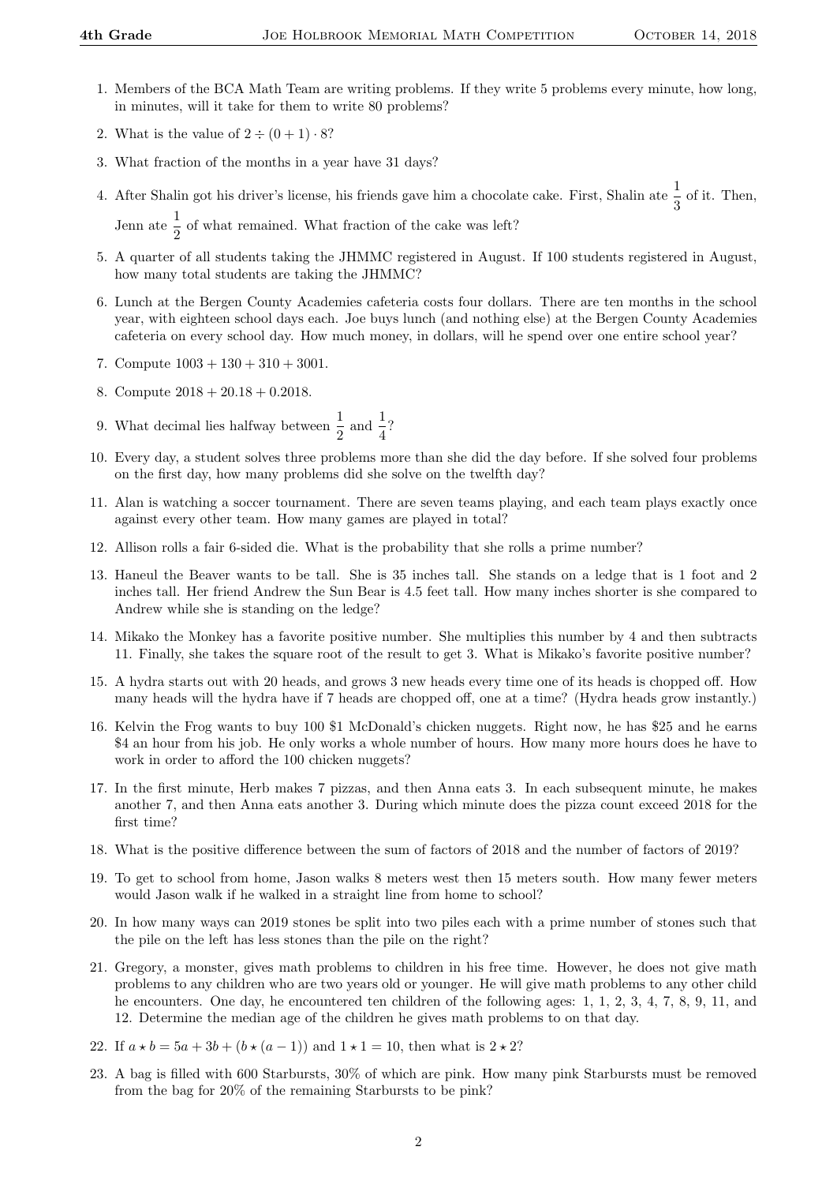1. Members of the BCA Math Team are writing problems. If they write 5 problems every minute, how long, in minutes, will it take for them to write 80 problems?

2. What is the value of $2 \div (0 + 1) \cdot 8$?

3. What fraction of the months in a year have 31 days?

4. After Shalin got his driver's license, his friends gave him a chocolate cake. First, Shalin ate $\frac{1}{3}$ of it. Then, Jenn ate $\frac{1}{2}$ of what remained. What fraction of the cake was left?

5. A quarter of all students taking the JHMMC registered in August. If 100 students registered in August, how many total students are taking the JHMMC?

6. Lunch at the Bergen County Academies cafeteria costs four dollars. There are ten months in the school year, with eighteen school days each. Joe buys lunch (and nothing else) at the Bergen County Academies cafeteria on every school day. How much money, in dollars, will he spend over one entire school year?

7. Compute $1003 + 130 + 310 + 3001$.

8. Compute $2018 + 20.18 + 0.2018$.

9. What decimal lies halfway between $\frac{1}{2}$ and $\frac{1}{4}$?

10. Every day, a student solves three problems more than she did the day before. If she solved four problems on the first day, how many problems did she solve on the twelfth day?

11. Alan is watching a soccer tournament. There are seven teams playing, and each team plays exactly once against every other team. How many games are played in total?

12. Allison rolls a fair 6-sided die. What is the probability that she rolls a prime number?

13. Haneul the Beaver wants to be tall. She is 35 inches tall. She stands on a ledge that is 1 foot and 2 inches tall. Her friend Andrew the Sun Bear is 4.5 feet tall. How many inches shorter is she compared to Andrew while she is standing on the ledge?

14. Mikako the Monkey has a favorite positive number. She multiplies this number by 4 and then subtracts 11. Finally, she takes the square root of the result to get 3. What is Mikako's favorite positive number?

15. A hydra starts out with 20 heads, and grows 3 new heads every time one of its heads is chopped off. How many heads will the hydra have if 7 heads are chopped off, one at a time? (Hydra heads grow instantly.)

16. Kelvin the Frog wants to buy 100 \$1 McDonald's chicken nuggets. Right now, he has \$25 and he earns \$4 an hour from his job. He only works a whole number of hours. How many more hours does he have to work in order to afford the 100 chicken nuggets?

17. In the first minute, Herb makes 7 pizzas, and then Anna eats 3. In each subsequent minute, he makes another 7, and then Anna eats another 3. During which minute does the pizza count exceed 2018 for the first time?

18. What is the positive difference between the sum of factors of 2018 and the number of factors of 2019?

19. To get to school from home, Jason walks 8 meters west then 15 meters south. How many fewer meters would Jason walk if he walked in a straight line from home to school?

20. In how many ways can 2019 stones be split into two piles each with a prime number of stones such that the pile on the left has less stones than the pile on the right?

21. Gregory, a monster, gives math problems to children in his free time. However, he does not give math problems to any children who are two years old or younger. He will give math problems to any other child he encounters. One day, he encountered ten children of the following ages: 1, 1, 2, 3, 4, 7, 8, 9, 11, and 12. Determine the median age of the children he gives math problems to on that day.

22. If $a \star b = 5a + 3b + (b \star (a - 1))$ and $1 \star 1 = 10$, then what is $2 \star 2$?

23. A bag is filled with 600 Starbursts, 30% of which are pink. How many pink Starbursts must be removed from the bag for 20% of the remaining Starbursts to be pink?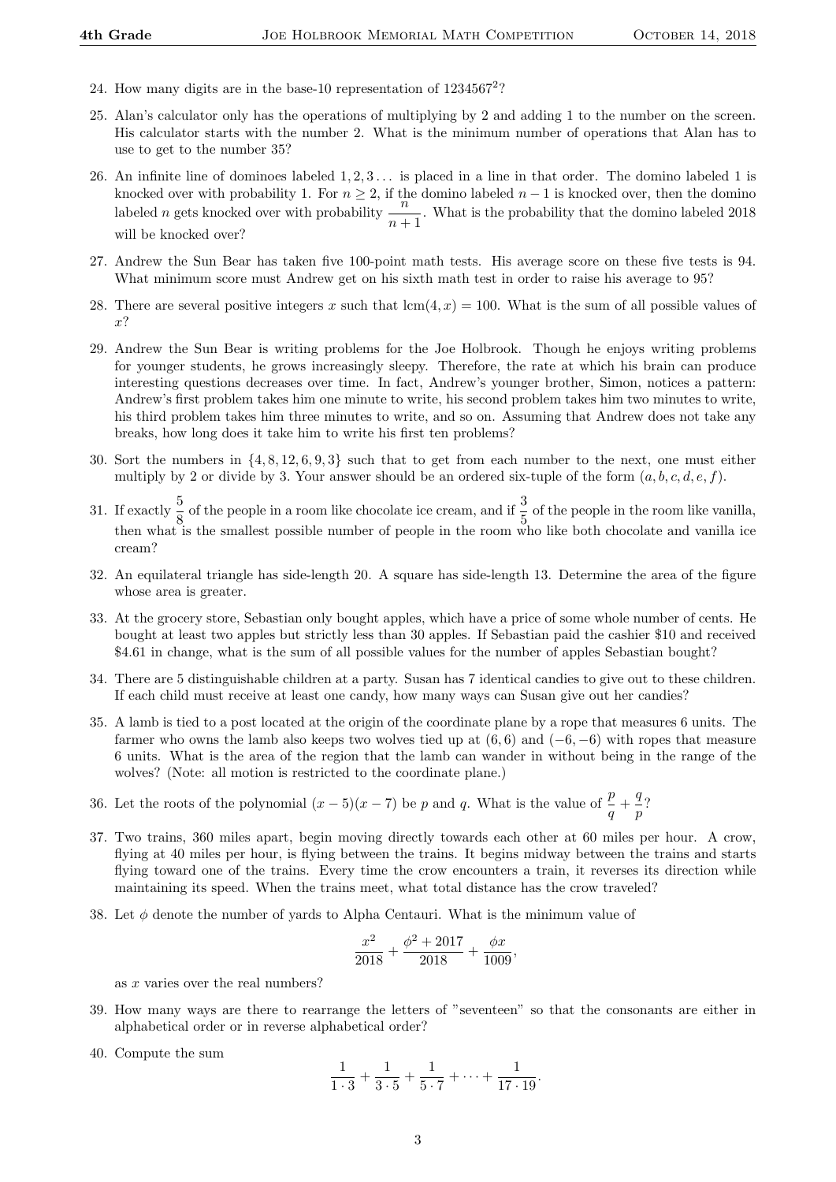24. How many digits are in the base-10 representation of $1234567^2$?

25. Alan's calculator only has the operations of multiplying by 2 and adding 1 to the number on the screen. His calculator starts with the number 2. What is the minimum number of operations that Alan has to use to get to the number 35?

26. An infinite line of dominoes labeled $1, 2, 3\ldots$ is placed in a line in that order. The domino labeled 1 is knocked over with probability 1. For $n \geq 2$, if the domino labeled $n-1$ is knocked over, then the domino labeled $n$ gets knocked over with probability $\dfrac{n}{n+1}$. What is the probability that the domino labeled 2018 will be knocked over?

27. Andrew the Sun Bear has taken five 100-point math tests. His average score on these five tests is 94. What minimum score must Andrew get on his sixth math test in order to raise his average to 95?

28. There are several positive integers $x$ such that $\text{lcm}(4, x) = 100$. What is the sum of all possible values of $x$?

29. Andrew the Sun Bear is writing problems for the Joe Holbrook. Though he enjoys writing problems for younger students, he grows increasingly sleepy. Therefore, the rate at which his brain can produce interesting questions decreases over time. In fact, Andrew's younger brother, Simon, notices a pattern: Andrew's first problem takes him one minute to write, his second problem takes him two minutes to write, his third problem takes him three minutes to write, and so on. Assuming that Andrew does not take any breaks, how long does it take him to write his first ten problems?

30. Sort the numbers in $\{4, 8, 12, 6, 9, 3\}$ such that to get from each number to the next, one must either multiply by 2 or divide by 3. Your answer should be an ordered six-tuple of the form $(a, b, c, d, e, f)$.

31. If exactly $\dfrac{5}{8}$ of the people in a room like chocolate ice cream, and if $\dfrac{3}{5}$ of the people in the room like vanilla, then what is the smallest possible number of people in the room who like both chocolate and vanilla ice cream?

32. An equilateral triangle has side-length 20. A square has side-length 13. Determine the area of the figure whose area is greater.

33. At the grocery store, Sebastian only bought apples, which have a price of some whole number of cents. He bought at least two apples but strictly less than 30 apples. If Sebastian paid the cashier \$10 and received \$4.61 in change, what is the sum of all possible values for the number of apples Sebastian bought?

34. There are 5 distinguishable children at a party. Susan has 7 identical candies to give out to these children. If each child must receive at least one candy, how many ways can Susan give out her candies?

35. A lamb is tied to a post located at the origin of the coordinate plane by a rope that measures 6 units. The farmer who owns the lamb also keeps two wolves tied up at $(6, 6)$ and $(-6, -6)$ with ropes that measure 6 units. What is the area of the region that the lamb can wander in without being in the range of the wolves? (Note: all motion is restricted to the coordinate plane.)

36. Let the roots of the polynomial $(x-5)(x-7)$ be $p$ and $q$. What is the value of $\dfrac{p}{q} + \dfrac{q}{p}$?

37. Two trains, 360 miles apart, begin moving directly towards each other at 60 miles per hour. A crow, flying at 40 miles per hour, is flying between the trains. It begins midway between the trains and starts flying toward one of the trains. Every time the crow encounters a train, it reverses its direction while maintaining its speed. When the trains meet, what total distance has the crow traveled?

38. Let $\phi$ denote the number of yards to Alpha Centauri. What is the minimum value of

$$\frac{x^2}{2018} + \frac{\phi^2 + 2017}{2018} + \frac{\phi x}{1009},$$

as $x$ varies over the real numbers?

39. How many ways are there to rearrange the letters of "seventeen" so that the consonants are either in alphabetical order or in reverse alphabetical order?

40. Compute the sum

$$\frac{1}{1 \cdot 3} + \frac{1}{3 \cdot 5} + \frac{1}{5 \cdot 7} + \cdots + \frac{1}{17 \cdot 19}.$$